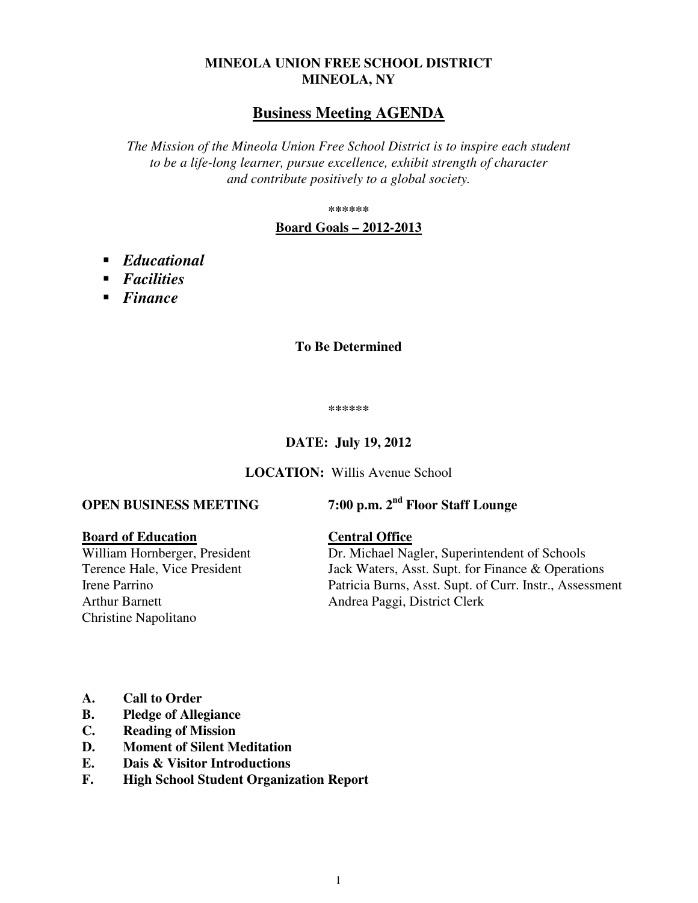**MINEOLA UNION FREE SCHOOL DISTRICT**
**MINEOLA, NY**

# Business Meeting AGENDA

*The Mission of the Mineola Union Free School District is to inspire each student to be a life-long learner, pursue excellence, exhibit strength of character and contribute positively to a global society.*

******

**Board Goals – 2012-2013**

- ***Educational***
- ***Facilities***
- ***Finance***

**To Be Determined**

******

**DATE: July 19, 2012**

**LOCATION:** Willis Avenue School

**OPEN BUSINESS MEETING** **7:00 p.m. 2nd Floor Staff Lounge**

**Board of Education**
William Hornberger, President
Terence Hale, Vice President
Irene Parrino
Arthur Barnett
Christine Napolitano

**Central Office**
Dr. Michael Nagler, Superintendent of Schools
Jack Waters, Asst. Supt. for Finance & Operations
Patricia Burns, Asst. Supt. of Curr. Instr., Assessment
Andrea Paggi, District Clerk

**A. Call to Order**
**B. Pledge of Allegiance**
**C. Reading of Mission**
**D. Moment of Silent Meditation**
**E. Dais & Visitor Introductions**
**F. High School Student Organization Report**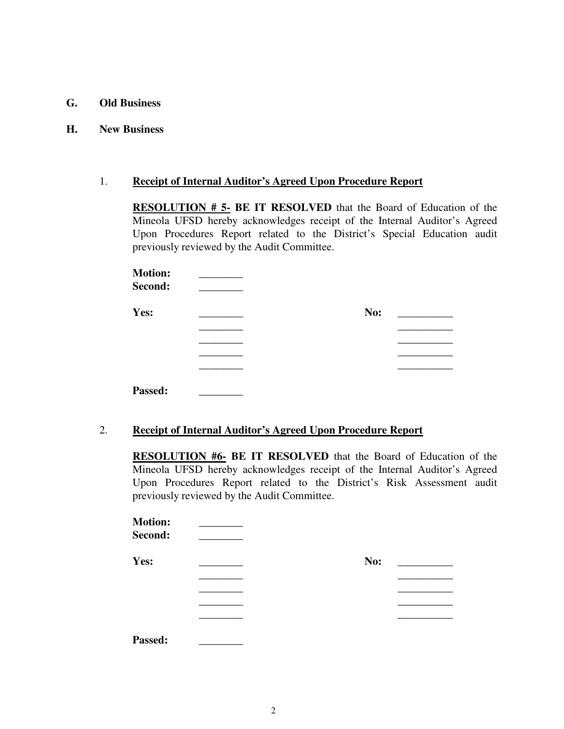**G. Old Business**

**H. New Business**

1. **Receipt of Internal Auditor's Agreed Upon Procedure Report**

**RESOLUTION # 5- BE IT RESOLVED** that the Board of Education of the Mineola UFSD hereby acknowledges receipt of the Internal Auditor's Agreed Upon Procedures Report related to the District's Special Education audit previously reviewed by the Audit Committee.

**Motion:** ________
**Second:** ________

**Yes:** ________ **No:** __________
________ __________
________ __________
________ __________
________ __________

**Passed:** ________

2. **Receipt of Internal Auditor's Agreed Upon Procedure Report**

**RESOLUTION #6- BE IT RESOLVED** that the Board of Education of the Mineola UFSD hereby acknowledges receipt of the Internal Auditor's Agreed Upon Procedures Report related to the District's Risk Assessment audit previously reviewed by the Audit Committee.

**Motion:** ________
**Second:** ________

**Yes:** ________ **No:** __________
________ __________
________ __________
________ __________
________ __________

**Passed:** ________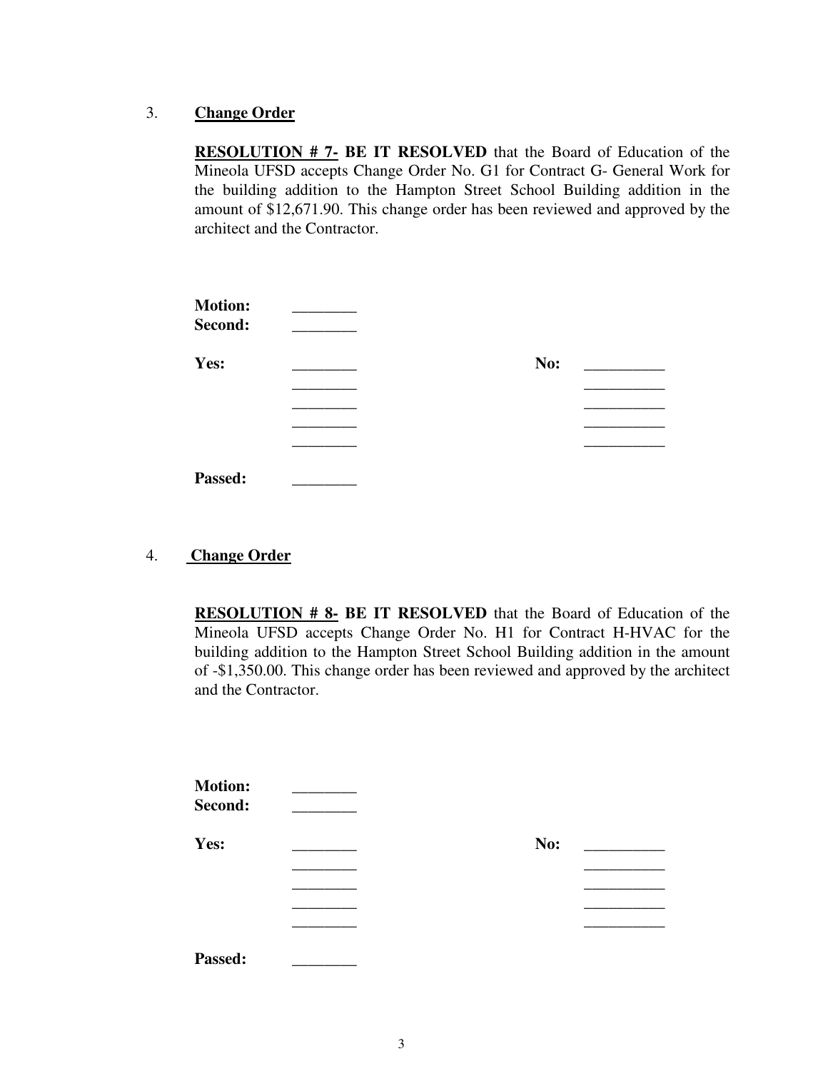3. **Change Order**

**RESOLUTION # 7- BE IT RESOLVED** that the Board of Education of the Mineola UFSD accepts Change Order No. G1 for Contract G- General Work for the building addition to the Hampton Street School Building addition in the amount of $12,671.90. This change order has been reviewed and approved by the architect and the Contractor.

**Motion:** ________
**Second:** ________

| **Yes:** | ________ | **No:** | __________ |
|---|---|---|---|
| | ________ | | __________ |
| | ________ | | __________ |
| | ________ | | __________ |
| | ________ | | __________ |

**Passed:** ________

4. **Change Order**

**RESOLUTION # 8- BE IT RESOLVED** that the Board of Education of the Mineola UFSD accepts Change Order No. H1 for Contract H-HVAC for the building addition to the Hampton Street School Building addition in the amount of -$1,350.00. This change order has been reviewed and approved by the architect and the Contractor.

**Motion:** ________
**Second:** ________

| **Yes:** | ________ | **No:** | __________ |
|---|---|---|---|
| | ________ | | __________ |
| | ________ | | __________ |
| | ________ | | __________ |
| | ________ | | __________ |

**Passed:** ________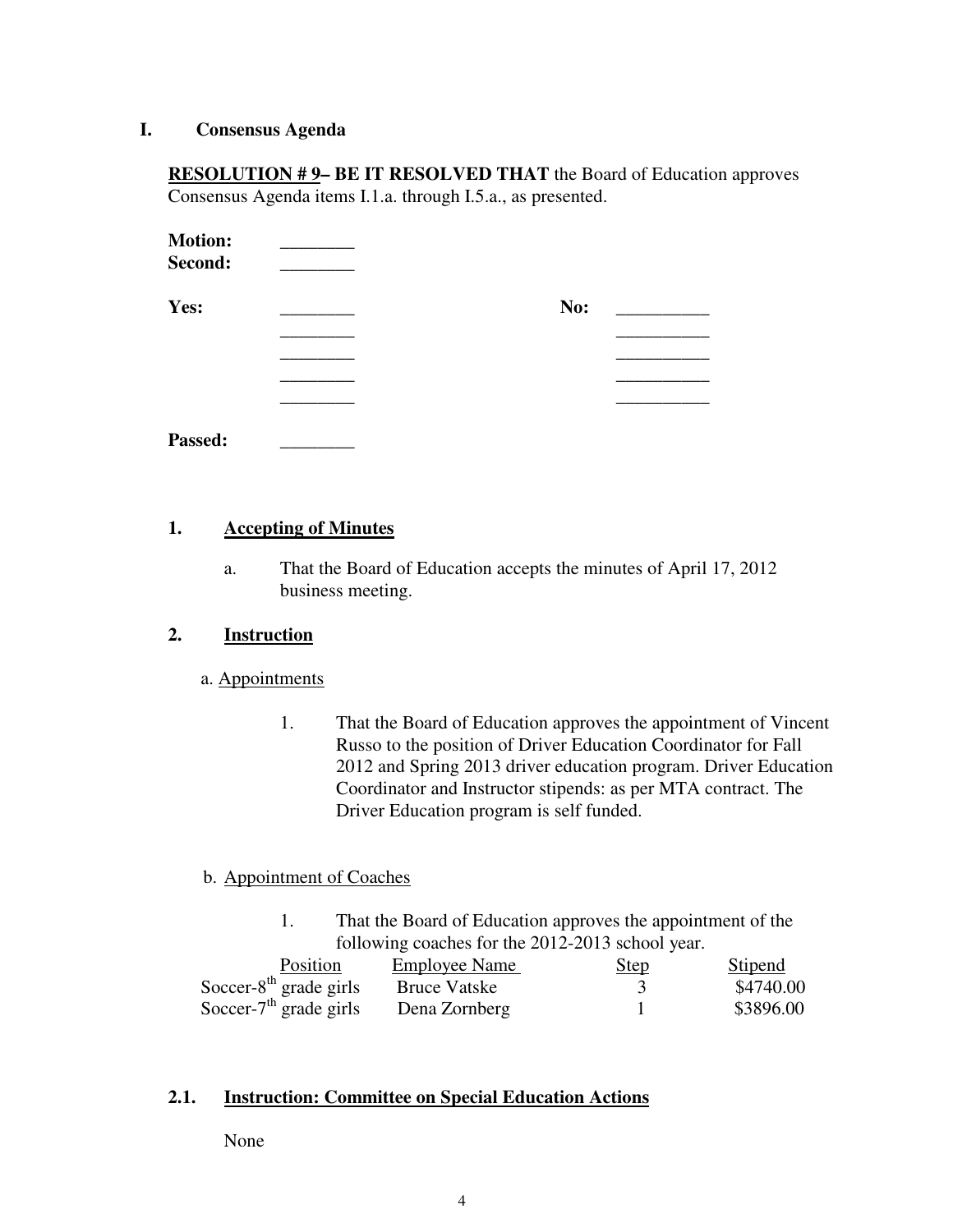# I. Consensus Agenda

**RESOLUTION # 9– BE IT RESOLVED THAT** the Board of Education approves Consensus Agenda items I.1.a. through I.5.a., as presented.

**Motion:** ________
**Second:** ________

**Yes:** ________ **No:** __________
________ __________
________ __________
________ __________
________ __________

**Passed:** ________

## 1. Accepting of Minutes

a. That the Board of Education accepts the minutes of April 17, 2012 business meeting.

## 2. Instruction

a. Appointments

1. That the Board of Education approves the appointment of Vincent Russo to the position of Driver Education Coordinator for Fall 2012 and Spring 2013 driver education program. Driver Education Coordinator and Instructor stipends: as per MTA contract. The Driver Education program is self funded.

b. Appointment of Coaches

1. That the Board of Education approves the appointment of the following coaches for the 2012-2013 school year.

| Position | Employee Name | Step | Stipend |
|---|---|---|---|
| Soccer-8th grade girls | Bruce Vatske | 3 | $4740.00 |
| Soccer-7th grade girls | Dena Zornberg | 1 | $3896.00 |

## 2.1. Instruction: Committee on Special Education Actions

None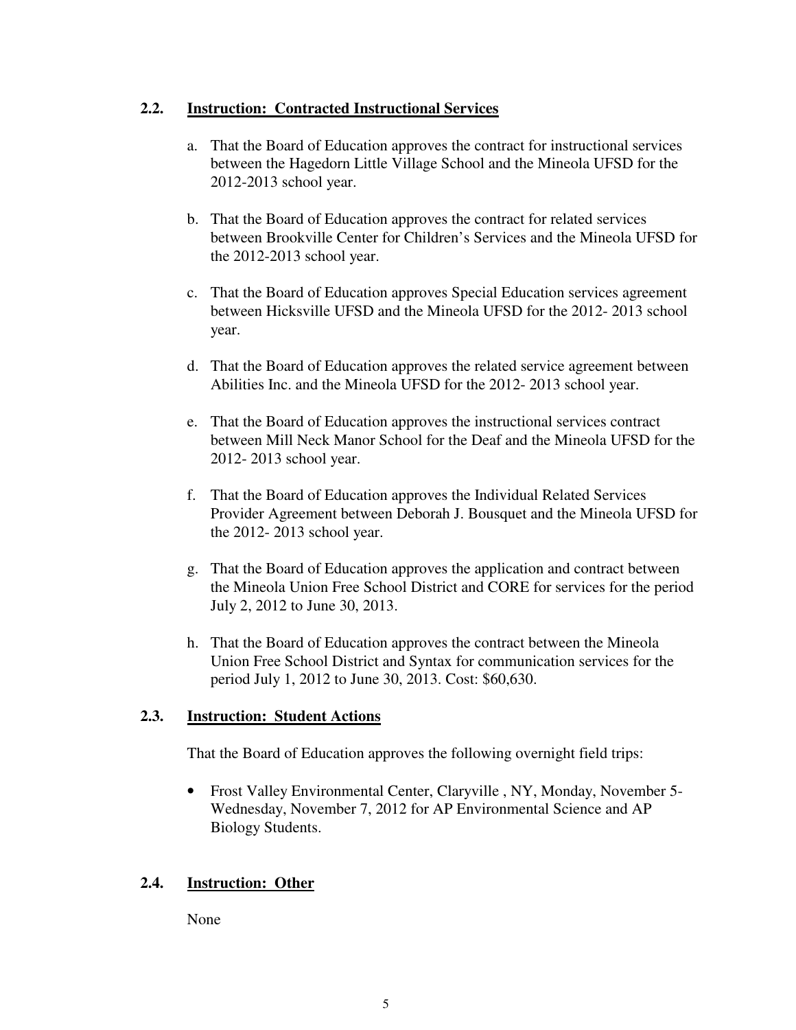### 2.2. **Instruction: Contracted Instructional Services**

a. That the Board of Education approves the contract for instructional services between the Hagedorn Little Village School and the Mineola UFSD for the 2012-2013 school year.

b. That the Board of Education approves the contract for related services between Brookville Center for Children's Services and the Mineola UFSD for the 2012-2013 school year.

c. That the Board of Education approves Special Education services agreement between Hicksville UFSD and the Mineola UFSD for the 2012- 2013 school year.

d. That the Board of Education approves the related service agreement between Abilities Inc. and the Mineola UFSD for the 2012- 2013 school year.

e. That the Board of Education approves the instructional services contract between Mill Neck Manor School for the Deaf and the Mineola UFSD for the 2012- 2013 school year.

f. That the Board of Education approves the Individual Related Services Provider Agreement between Deborah J. Bousquet and the Mineola UFSD for the 2012- 2013 school year.

g. That the Board of Education approves the application and contract between the Mineola Union Free School District and CORE for services for the period July 2, 2012 to June 30, 2013.

h. That the Board of Education approves the contract between the Mineola Union Free School District and Syntax for communication services for the period July 1, 2012 to June 30, 2013. Cost: $60,630.

### 2.3. **Instruction: Student Actions**

That the Board of Education approves the following overnight field trips:

- Frost Valley Environmental Center, Claryville , NY, Monday, November 5- Wednesday, November 7, 2012 for AP Environmental Science and AP Biology Students.

### 2.4. **Instruction: Other**

None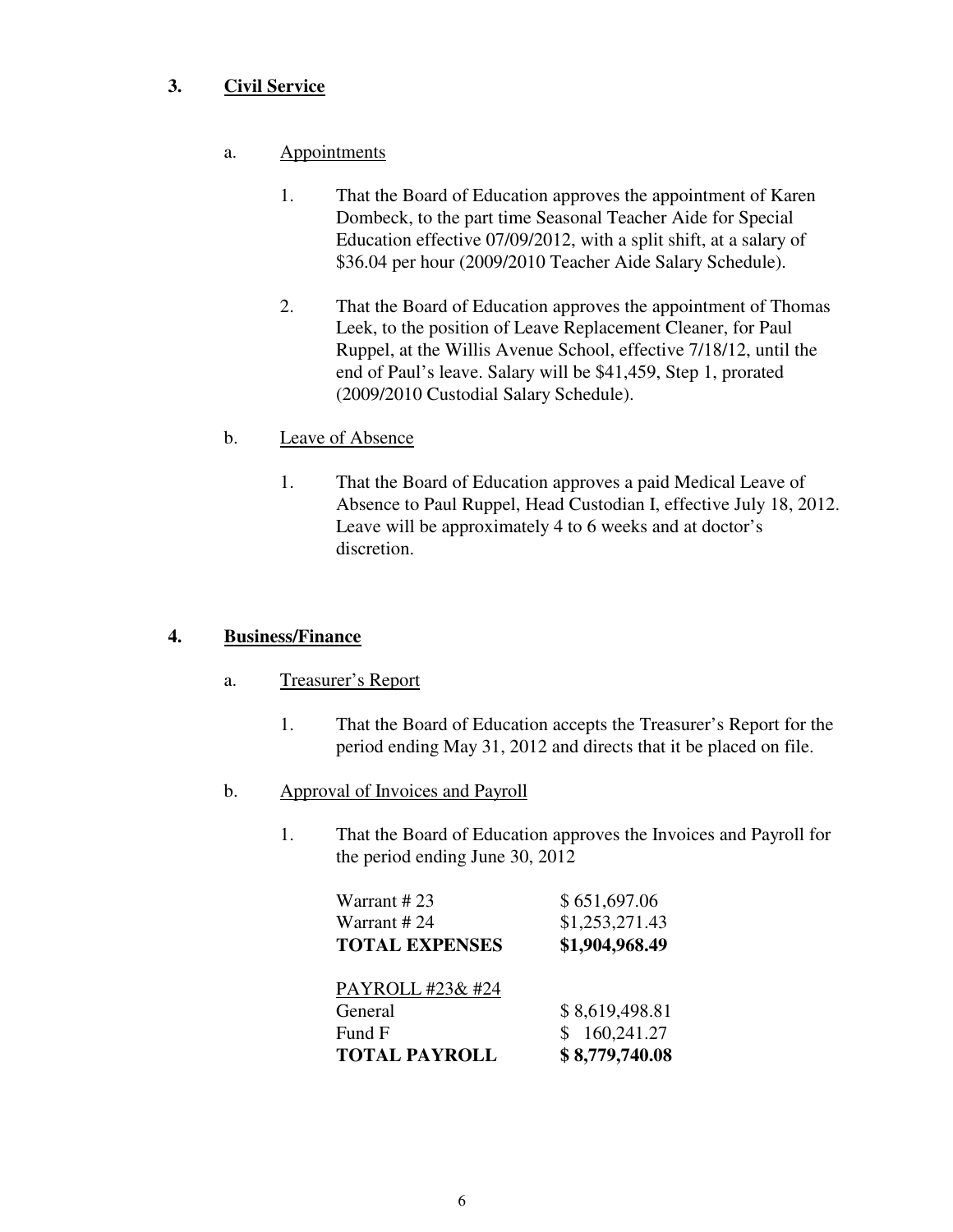## 3. Civil Service

a. Appointments

1. That the Board of Education approves the appointment of Karen Dombeck, to the part time Seasonal Teacher Aide for Special Education effective 07/09/2012, with a split shift, at a salary of $36.04 per hour (2009/2010 Teacher Aide Salary Schedule).

2. That the Board of Education approves the appointment of Thomas Leek, to the position of Leave Replacement Cleaner, for Paul Ruppel, at the Willis Avenue School, effective 7/18/12, until the end of Paul's leave. Salary will be $41,459, Step 1, prorated (2009/2010 Custodial Salary Schedule).

b. Leave of Absence

1. That the Board of Education approves a paid Medical Leave of Absence to Paul Ruppel, Head Custodian I, effective July 18, 2012. Leave will be approximately 4 to 6 weeks and at doctor's discretion.

## 4. Business/Finance

a. Treasurer's Report

1. That the Board of Education accepts the Treasurer's Report for the period ending May 31, 2012 and directs that it be placed on file.

b. Approval of Invoices and Payroll

1. That the Board of Education approves the Invoices and Payroll for the period ending June 30, 2012

| | |
|---|---|
| Warrant # 23 | $ 651,697.06 |
| Warrant # 24 | $1,253,271.43 |
| **TOTAL EXPENSES** | **$1,904,968.49** |
| | |
| PAYROLL #23& #24 | |
| General | $ 8,619,498.81 |
| Fund F | $ 160,241.27 |
| **TOTAL PAYROLL** | **$ 8,779,740.08** |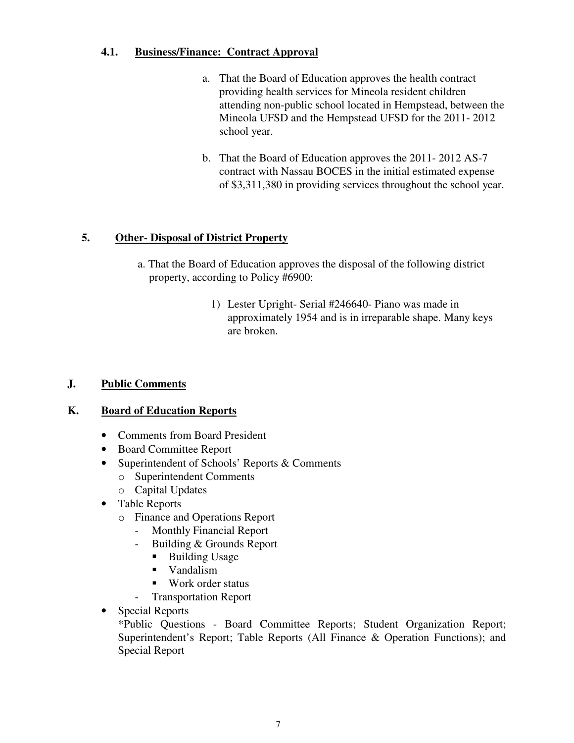### 4.1. **Business/Finance: Contract Approval**

a. That the Board of Education approves the health contract providing health services for Mineola resident children attending non-public school located in Hempstead, between the Mineola UFSD and the Hempstead UFSD for the 2011- 2012 school year.

b. That the Board of Education approves the 2011- 2012 AS-7 contract with Nassau BOCES in the initial estimated expense of $3,311,380 in providing services throughout the school year.

### 5. **Other- Disposal of District Property**

a. That the Board of Education approves the disposal of the following district property, according to Policy #6900:

1) Lester Upright- Serial #246640- Piano was made in approximately 1954 and is in irreparable shape. Many keys are broken.

## J. **Public Comments**

## K. **Board of Education Reports**

- Comments from Board President
- Board Committee Report
- Superintendent of Schools' Reports & Comments
  - Superintendent Comments
  - Capital Updates
- Table Reports
  - Finance and Operations Report
    - Monthly Financial Report
    - Building & Grounds Report
      - Building Usage
      - Vandalism
      - Work order status
    - Transportation Report
- Special Reports

  *Public Questions - Board Committee Reports; Student Organization Report; Superintendent's Report; Table Reports (All Finance & Operation Functions); and Special Report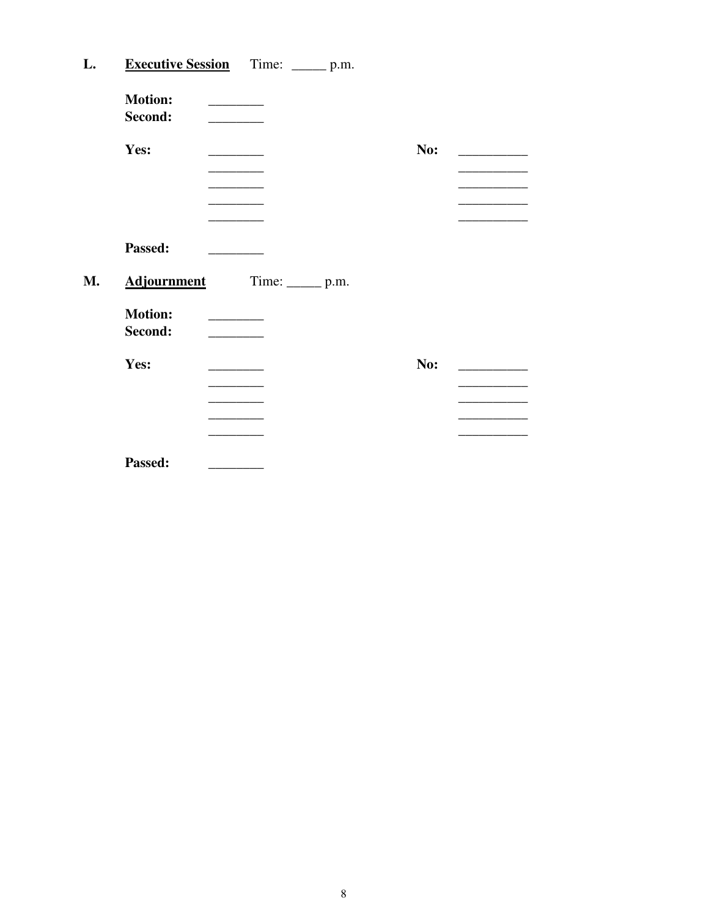**L.** **Executive Session** Time: _____ p.m.

**Motion:** ________
**Second:** ________

| | | | |
|---|---|---|---|
| **Yes:** | ________ | **No:** | __________ |
| | ________ | | __________ |
| | ________ | | __________ |
| | ________ | | __________ |
| | ________ | | __________ |

**Passed:** ________

**M.** **Adjournment** Time: _____ p.m.

**Motion:** ________
**Second:** ________

| | | | |
|---|---|---|---|
| **Yes:** | ________ | **No:** | __________ |
| | ________ | | __________ |
| | ________ | | __________ |
| | ________ | | __________ |
| | ________ | | __________ |

**Passed:** ________